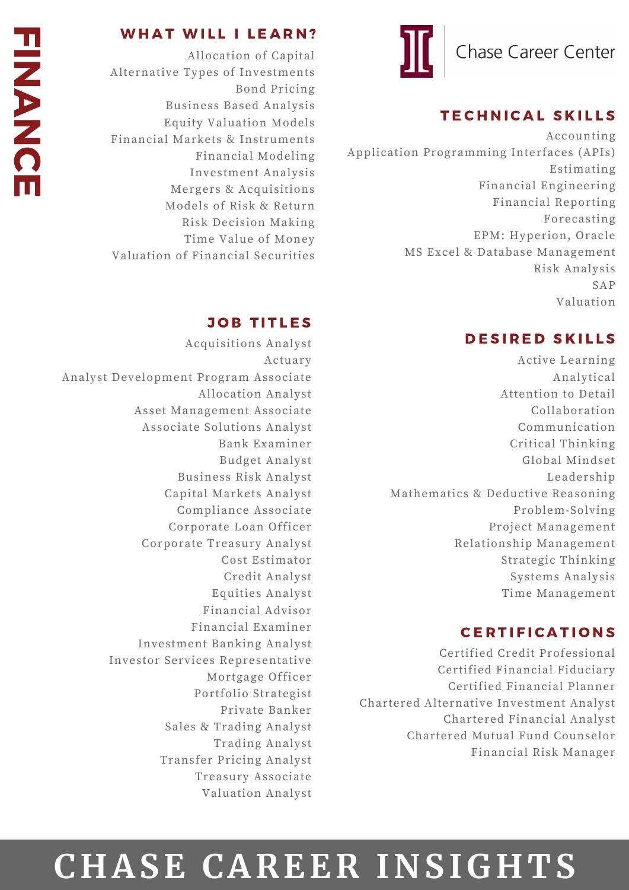# FINANCE

Chase Career Center

## WHAT WILL I LEARN?

- Allocation of Capital
- Alternative Types of Investments
- Bond Pricing
- Business Based Analysis
- Equity Valuation Models
- Financial Markets & Instruments
- Financial Modeling
- Investment Analysis
- Mergers & Acquisitions
- Models of Risk & Return
- Risk Decision Making
- Time Value of Money
- Valuation of Financial Securities

## JOB TITLES

- Acquisitions Analyst
- Actuary
- Analyst Development Program Associate
- Allocation Analyst
- Asset Management Associate
- Associate Solutions Analyst
- Bank Examiner
- Budget Analyst
- Business Risk Analyst
- Capital Markets Analyst
- Compliance Associate
- Corporate Loan Officer
- Corporate Treasury Analyst
- Cost Estimator
- Credit Analyst
- Equities Analyst
- Financial Advisor
- Financial Examiner
- Investment Banking Analyst
- Investor Services Representative
- Mortgage Officer
- Portfolio Strategist
- Private Banker
- Sales & Trading Analyst
- Trading Analyst
- Transfer Pricing Analyst
- Treasury Associate
- Valuation Analyst

## TECHNICAL SKILLS

- Accounting
- Application Programming Interfaces (APIs)
- Estimating
- Financial Engineering
- Financial Reporting
- Forecasting
- EPM: Hyperion, Oracle
- MS Excel & Database Management
- Risk Analysis
- SAP
- Valuation

## DESIRED SKILLS

- Active Learning
- Analytical
- Attention to Detail
- Collaboration
- Communication
- Critical Thinking
- Global Mindset
- Leadership
- Mathematics & Deductive Reasoning
- Problem-Solving
- Project Management
- Relationship Management
- Strategic Thinking
- Systems Analysis
- Time Management

## CERTIFICATIONS

- Certified Credit Professional
- Certified Financial Fiduciary
- Certified Financial Planner
- Chartered Alternative Investment Analyst
- Chartered Financial Analyst
- Chartered Mutual Fund Counselor
- Financial Risk Manager

# CHASE CAREER INSIGHTS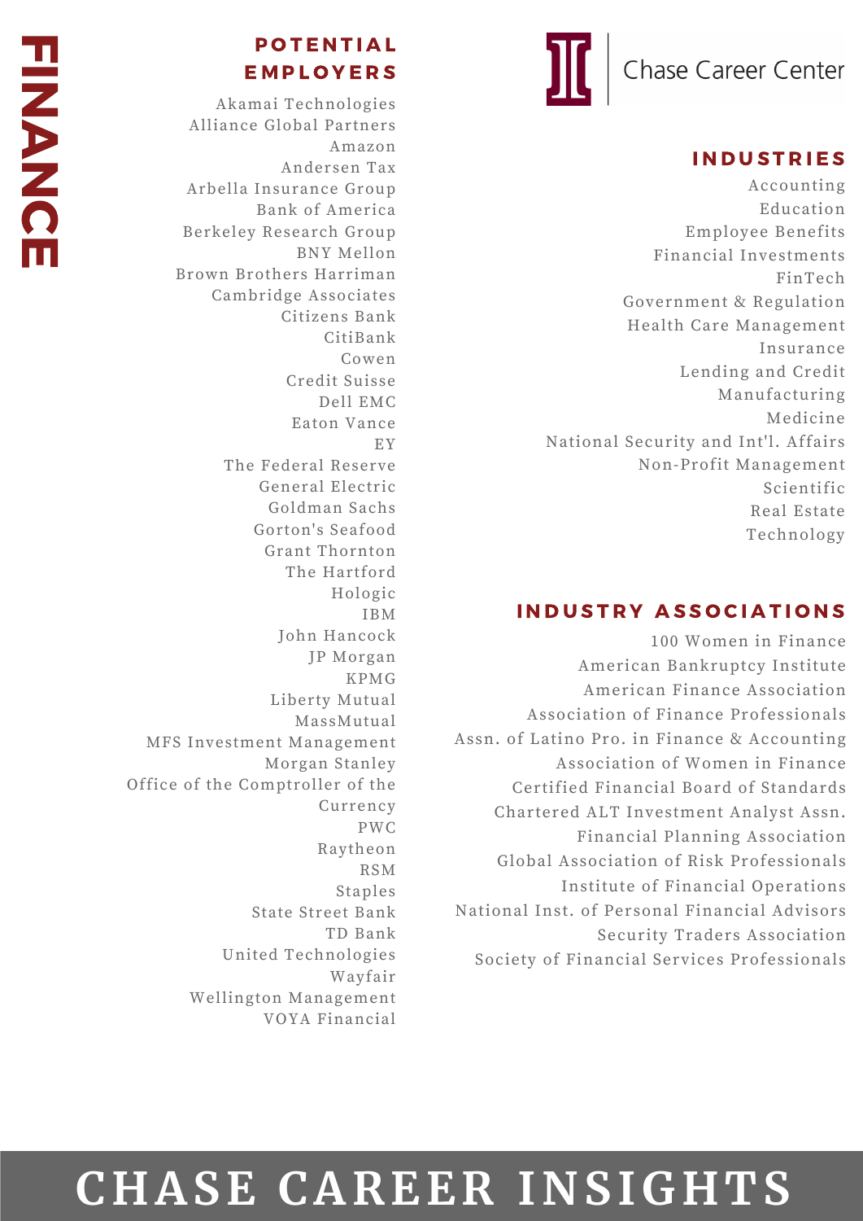# FINANCE

## POTENTIAL EMPLOYERS

Akamai Technologies
Alliance Global Partners
Amazon
Andersen Tax
Arbella Insurance Group
Bank of America
Berkeley Research Group
BNY Mellon
Brown Brothers Harriman
Cambridge Associates
Citizens Bank
CitiBank
Cowen
Credit Suisse
Dell EMC
Eaton Vance
EY
The Federal Reserve
General Electric
Goldman Sachs
Gorton's Seafood
Grant Thornton
The Hartford
Hologic
IBM
John Hancock
JP Morgan
KPMG
Liberty Mutual
MassMutual
MFS Investment Management
Morgan Stanley
Office of the Comptroller of the Currency
PWC
Raytheon
RSM
Staples
State Street Bank
TD Bank
United Technologies
Wayfair
Wellington Management
VOYA Financial

Chase Career Center

## INDUSTRIES

Accounting
Education
Employee Benefits
Financial Investments
FinTech
Government & Regulation
Health Care Management
Insurance
Lending and Credit
Manufacturing
Medicine
National Security and Int'l. Affairs
Non-Profit Management
Scientific
Real Estate
Technology

## INDUSTRY ASSOCIATIONS

100 Women in Finance
American Bankruptcy Institute
American Finance Association
Association of Finance Professionals
Assn. of Latino Pro. in Finance & Accounting
Association of Women in Finance
Certified Financial Board of Standards
Chartered ALT Investment Analyst Assn.
Financial Planning Association
Global Association of Risk Professionals
Institute of Financial Operations
National Inst. of Personal Financial Advisors
Security Traders Association
Society of Financial Services Professionals

# CHASE CAREER INSIGHTS